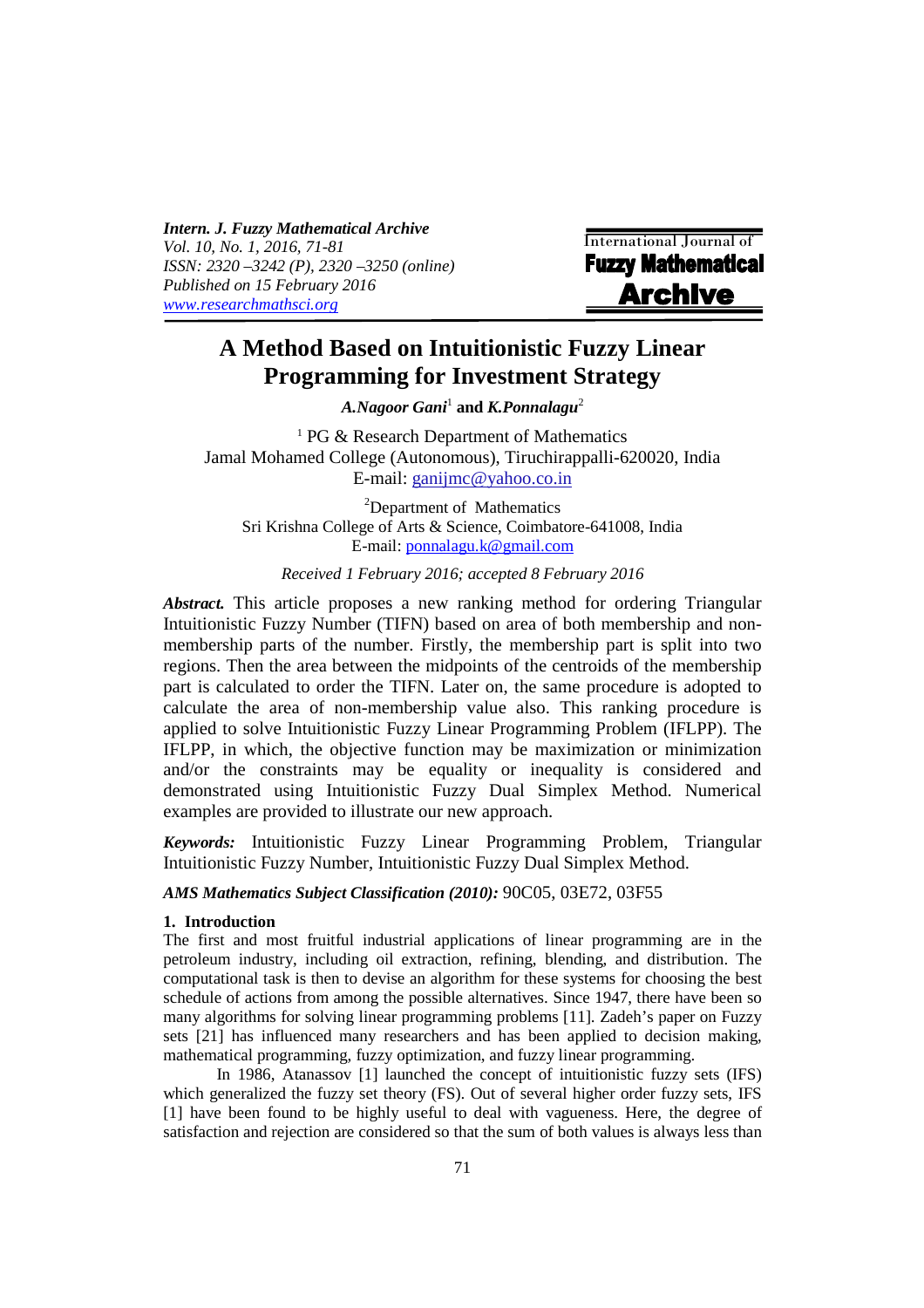# A Method Based on Intuitionistic Fuzzy Linear Programming for Investment Strategy

***A.Nagoor Gani*** [1] **and** ***K.Ponnalagu*** [2]

[1] PG & Research Department of Mathematics
Jamal Mohamed College (Autonomous), Tiruchirappalli-620020, India
E-mail: ganijmc@yahoo.co.in

[2] Department of Mathematics
Sri Krishna College of Arts & Science, Coimbatore-641008, India
E-mail: ponnalagu.k@gmail.com

*Received 1 February 2016; accepted 8 February 2016*

***Abstract.*** This article proposes a new ranking method for ordering Triangular Intuitionistic Fuzzy Number (TIFN) based on area of both membership and non-membership parts of the number. Firstly, the membership part is split into two regions. Then the area between the midpoints of the centroids of the membership part is calculated to order the TIFN. Later on, the same procedure is adopted to calculate the area of non-membership value also. This ranking procedure is applied to solve Intuitionistic Fuzzy Linear Programming Problem (IFLPP). The IFLPP, in which, the objective function may be maximization or minimization and/or the constraints may be equality or inequality is considered and demonstrated using Intuitionistic Fuzzy Dual Simplex Method. Numerical examples are provided to illustrate our new approach.

***Keywords:*** Intuitionistic Fuzzy Linear Programming Problem, Triangular Intuitionistic Fuzzy Number, Intuitionistic Fuzzy Dual Simplex Method.

***AMS Mathematics Subject Classification (2010):*** 90C05, 03E72, 03F55

## 1. Introduction

The first and most fruitful industrial applications of linear programming are in the petroleum industry, including oil extraction, refining, blending, and distribution. The computational task is then to devise an algorithm for these systems for choosing the best schedule of actions from among the possible alternatives. Since 1947, there have been so many algorithms for solving linear programming problems [11]. Zadeh's paper on Fuzzy sets [21] has influenced many researchers and has been applied to decision making, mathematical programming, fuzzy optimization, and fuzzy linear programming.

In 1986, Atanassov [1] launched the concept of intuitionistic fuzzy sets (IFS) which generalized the fuzzy set theory (FS). Out of several higher order fuzzy sets, IFS [1] have been found to be highly useful to deal with vagueness. Here, the degree of satisfaction and rejection are considered so that the sum of both values is always less than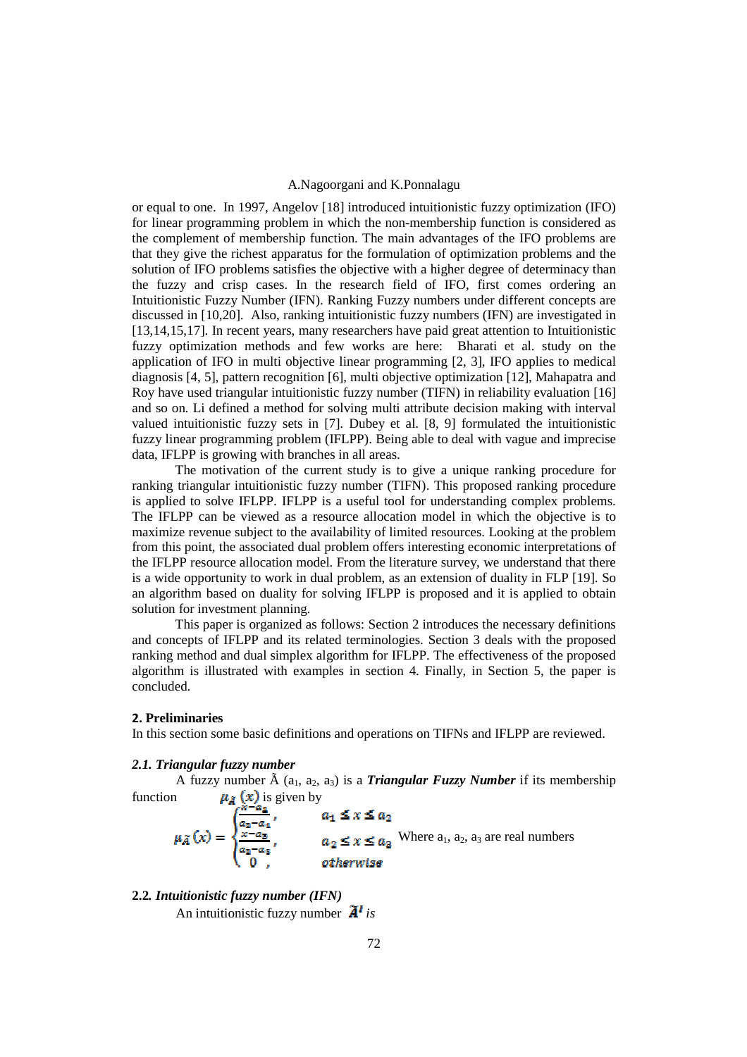or equal to one. In 1997, Angelov [18] introduced intuitionistic fuzzy optimization (IFO) for linear programming problem in which the non-membership function is considered as the complement of membership function. The main advantages of the IFO problems are that they give the richest apparatus for the formulation of optimization problems and the solution of IFO problems satisfies the objective with a higher degree of determinacy than the fuzzy and crisp cases. In the research field of IFO, first comes ordering an Intuitionistic Fuzzy Number (IFN). Ranking Fuzzy numbers under different concepts are discussed in [10,20]. Also, ranking intuitionistic fuzzy numbers (IFN) are investigated in [13,14,15,17]. In recent years, many researchers have paid great attention to Intuitionistic fuzzy optimization methods and few works are here: Bharati et al. study on the application of IFO in multi objective linear programming [2, 3], IFO applies to medical diagnosis [4, 5], pattern recognition [6], multi objective optimization [12], Mahapatra and Roy have used triangular intuitionistic fuzzy number (TIFN) in reliability evaluation [16] and so on. Li defined a method for solving multi attribute decision making with interval valued intuitionistic fuzzy sets in [7]. Dubey et al. [8, 9] formulated the intuitionistic fuzzy linear programming problem (IFLPP). Being able to deal with vague and imprecise data, IFLPP is growing with branches in all areas.

The motivation of the current study is to give a unique ranking procedure for ranking triangular intuitionistic fuzzy number (TIFN). This proposed ranking procedure is applied to solve IFLPP. IFLPP is a useful tool for understanding complex problems. The IFLPP can be viewed as a resource allocation model in which the objective is to maximize revenue subject to the availability of limited resources. Looking at the problem from this point, the associated dual problem offers interesting economic interpretations of the IFLPP resource allocation model. From the literature survey, we understand that there is a wide opportunity to work in dual problem, as an extension of duality in FLP [19]. So an algorithm based on duality for solving IFLPP is proposed and it is applied to obtain solution for investment planning.

This paper is organized as follows: Section 2 introduces the necessary definitions and concepts of IFLPP and its related terminologies. Section 3 deals with the proposed ranking method and dual simplex algorithm for IFLPP. The effectiveness of the proposed algorithm is illustrated with examples in section 4. Finally, in Section 5, the paper is concluded.

## 2. Preliminaries

In this section some basic definitions and operations on TIFNs and IFLPP are reviewed.

### *2.1. Triangular fuzzy number*

A fuzzy number $\tilde{A}$ $(a_1, a_2, a_3)$ is a ***Triangular Fuzzy Number*** if its membership function $\mu_{\tilde{A}}(x)$ is given by

$$\mu_{\tilde{A}}(x) = \begin{cases} \frac{x-a_1}{a_2-a_1}, & a_1 \le x \le a_2 \\ \frac{x-a_3}{a_2-a_3}, & a_2 \le x \le a_3 \\ 0, & otherwise \end{cases}$$

Where $a_1$, $a_2$, $a_3$ are real numbers

### 2.2. *Intuitionistic fuzzy number (IFN)*

An intuitionistic fuzzy number $\tilde{A}^I$ *is*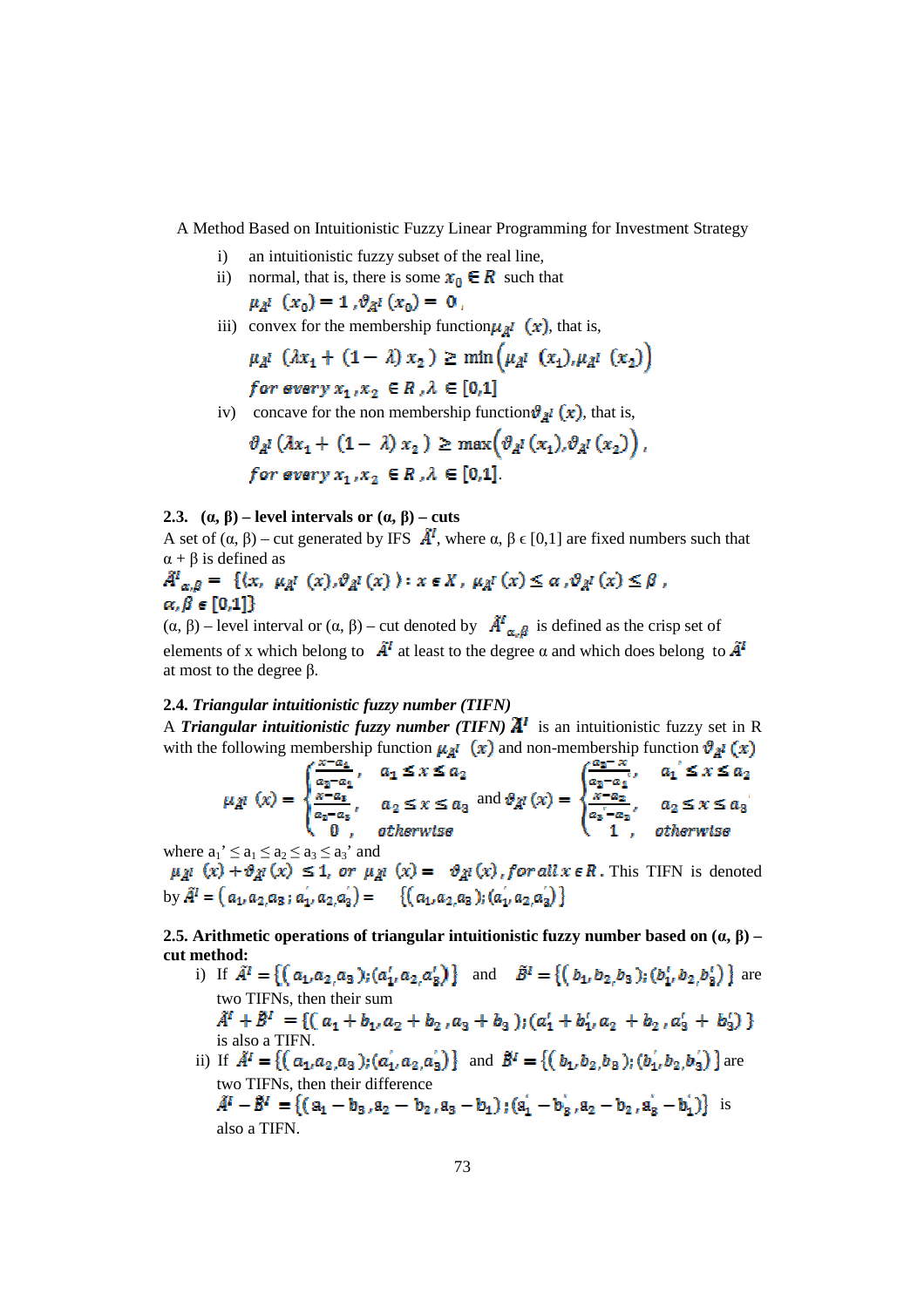i) an intuitionistic fuzzy subset of the real line,

ii) normal, that is, there is some $x_0 \in R$ such that

$\mu_{\tilde{A}^I}(x_0) = 1, \vartheta_{\tilde{A}^I}(x_0) = 0$,

iii) convex for the membership function $\mu_{\tilde{A}^I}(x)$, that is,

$$\mu_{\tilde{A}^I}(\lambda x_1 + (1-\lambda)x_2) \geq \min\left(\mu_{\tilde{A}^I}(x_1), \mu_{\tilde{A}^I}(x_2)\right)$$

$$for\ every\ x_1, x_2 \in R, \lambda \in [0,1]$$

iv) concave for the non membership function $\vartheta_{\tilde{A}^I}(x)$, that is,

$$\vartheta_{\tilde{A}^I}(\lambda x_1 + (1-\lambda)x_2) \geq \max\left(\vartheta_{\tilde{A}^I}(x_1), \vartheta_{\tilde{A}^I}(x_2)\right),$$

$$for\ every\ x_1, x_2 \in R, \lambda \in [0,1].$$

### 2.3. (α, β) – level intervals or (α, β) – cuts

A set of (α, β) – cut generated by IFS $\tilde{A}^I$, where α, β ϵ [0,1] are fixed numbers such that α + β is defined as

$$\tilde{A}^I_{\alpha,\beta} = \{\langle x, \mu_{\tilde{A}^I}(x), \vartheta_{\tilde{A}^I}(x)\rangle : x \in X, \mu_{\tilde{A}^I}(x) \leq \alpha, \vartheta_{\tilde{A}^I}(x) \leq \beta, \alpha, \beta \in [0,1]\}$$

(α, β) – level interval or (α, β) – cut denoted by $\tilde{A}^I_{\alpha,\beta}$ is defined as the crisp set of elements of x which belong to $\tilde{A}^I$ at least to the degree α and which does belong to $\tilde{A}^I$ at most to the degree β.

### 2.4. *Triangular intuitionistic fuzzy number (TIFN)*

A ***Triangular intuitionistic fuzzy number (TIFN)*** $\tilde{A}^I$ is an intuitionistic fuzzy set in R with the following membership function $\mu_{\tilde{A}^I}(x)$ and non-membership function $\vartheta_{\tilde{A}^I}(x)$

$$\mu_{\tilde{A}^I}(x) = \begin{cases} \frac{x-a_1}{a_2-a_1}, & a_1 \leq x \leq a_2 \\ \frac{x-a_3}{a_2-a_3}, & a_2 \leq x \leq a_3 \\ 0, & otherwise \end{cases} \quad \text{and} \quad \vartheta_{\tilde{A}^I}(x) = \begin{cases} \frac{a_2-x}{a_2-a_1'}, & a_1' \leq x \leq a_2 \\ \frac{x-a_2}{a_3'-a_2}, & a_2 \leq x \leq a_3' \\ 1, & otherwise \end{cases}$$

where $a_1' \leq a_1 \leq a_2 \leq a_3 \leq a_3'$ and

$\mu_{\tilde{A}^I}(x) + \vartheta_{\tilde{A}^I}(x) \leq 1$, or $\mu_{\tilde{A}^I}(x) = \vartheta_{\tilde{A}^I}(x)$, for all $x \in R$. This TIFN is denoted by $\tilde{A}^I = (a_1, a_2, a_3; a_1', a_2, a_3') = \{(a_1, a_2, a_3); (a_1', a_2, a_3')\}$

### 2.5. Arithmetic operations of triangular intuitionistic fuzzy number based on (α, β) – cut method:

i) If $\tilde{A}^I = \{(a_1, a_2, a_3); (a_1', a_2, a_3')\}$ and $\tilde{B}^I = \{(b_1, b_2, b_3); (b_1', b_2, b_3')\}$ are two TIFNs, then their sum

$$\tilde{A}^I + \tilde{B}^I = \{(a_1 + b_1, a_2 + b_2, a_3 + b_3); (a_1' + b_1', a_2 + b_2, a_3' + b_3')\}$$

is also a TIFN.

ii) If $\tilde{A}^I = \{(a_1, a_2, a_3); (a_1', a_2, a_3')\}$ and $\tilde{B}^I = \{(b_1, b_2, b_3); (b_1', b_2, b_3')\}$ are two TIFNs, then their difference

$$\tilde{A}^I - \tilde{B}^I = \{(a_1 - b_3, a_2 - b_2, a_3 - b_1); (a_1' - b_3', a_2 - b_2, a_3' - b_1')\}$$

is also a TIFN.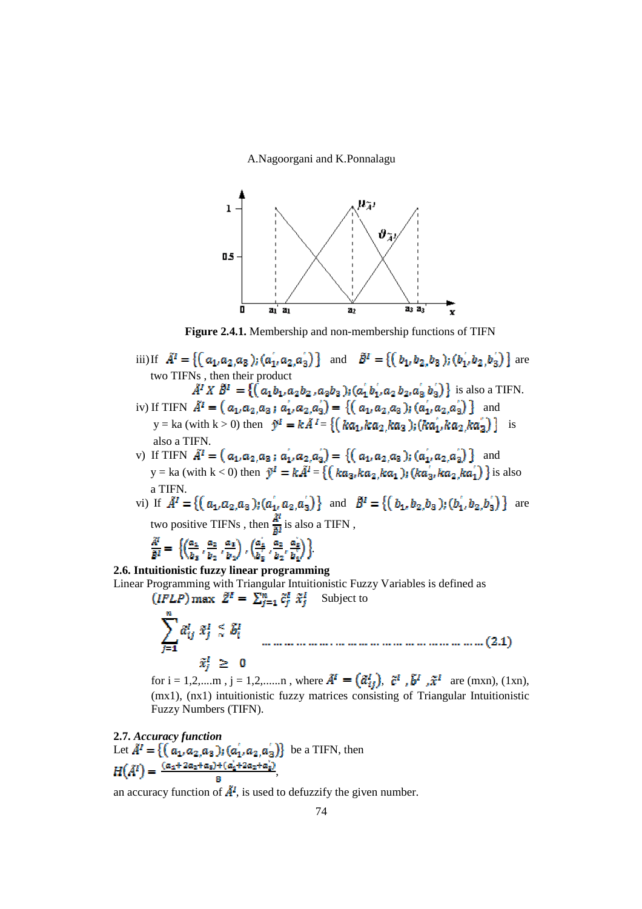**Figure 2.4.1.** Membership and non-membership functions of TIFN

iii) If $\tilde{A}^I = \{(a_1, a_2, a_3); (a_1', a_2, a_3')\}$ and $\tilde{B}^I = \{(b_1, b_2, b_3); (b_1', b_2, b_3')\}$ are two TIFNs , then their product

$$\tilde{A}^I \times \tilde{B}^I = \{(a_1 b_1, a_2 b_2, a_3 b_3); (a_1' b_1', a_2 b_2, a_3' b_3')\}$$ is also a TIFN.

iv) If TIFN $\tilde{A}^I = (a_1, a_2, a_3 ; a_1', a_2, a_3') = \{(a_1, a_2, a_3); (a_1', a_2, a_3')\}$ and y = ka (with k > 0) then $\tilde{y}^I = k\tilde{A}^I = \{(ka_1, ka_2, ka_3); (ka_1', ka_2, ka_3')\}$ is also a TIFN.

v) If TIFN $\tilde{A}^I = (a_1, a_2, a_3 ; a_1', a_2, a_3') = \{(a_1, a_2, a_3); (a_1', a_2, a_3')\}$ and y = ka (with k < 0) then $\tilde{y}^I = k\tilde{A}^I = \{(ka_3, ka_2, ka_1); (ka_3', ka_2, ka_1')\}$ is also a TIFN.

vi) If $\tilde{A}^I = \{(a_1, a_2, a_3); (a_1', a_2, a_3')\}$ and $\tilde{B}^I = \{(b_1, b_2, b_3); (b_1', b_2, b_3')\}$ are two positive TIFNs , then $\frac{\tilde{A}^I}{\tilde{B}^I}$ is also a TIFN ,

$$\frac{\tilde{A}^I}{\tilde{B}^I} = \left\{\left(\frac{a_1}{b_3}, \frac{a_2}{b_2}, \frac{a_3}{b_1}\right), \left(\frac{a_1'}{b_3'}, \frac{a_2}{b_2}, \frac{a_3'}{b_1'}\right)\right\}$$

**2.6. Intuitionistic fuzzy linear programming**

Linear Programming with Triangular Intuitionistic Fuzzy Variables is defined as

$$(IFLP) \max \ \tilde{Z}^I = \sum_{j=1}^{n} \tilde{c}_j^I \ \tilde{x}_j^I \quad \text{Subject to}$$

$$\sum_{j=1}^{n} \tilde{a}_{ij}^I \ \tilde{x}_j^I \lesssim \tilde{b}_i^I \qquad \ldots\ldots\ldots\ldots\ldots\ldots\ldots\ldots\ldots\ldots (2.1)$$

$$\tilde{x}_j^I \geq 0$$

for i = 1,2,....m , j = 1,2,......n , where $\tilde{A}^I = (\tilde{a}_{ij}^I)$, $\tilde{c}^I$ , $\tilde{b}^I$ , $\tilde{x}^I$ are (mxn), (1xn), (mx1), (nx1) intuitionistic fuzzy matrices consisting of Triangular Intuitionistic Fuzzy Numbers (TIFN).

**2.7.** ***Accuracy function***

Let $\tilde{A}^I = \{(a_1, a_2, a_3); (a_1', a_2, a_3')\}$ be a TIFN, then

$$H(\tilde{A}^I) = \frac{(a_1 + 2a_2 + a_3) + (a_1' + 2a_2 + a_3')}{8},$$

an accuracy function of $\tilde{A}^I$, is used to defuzzify the given number.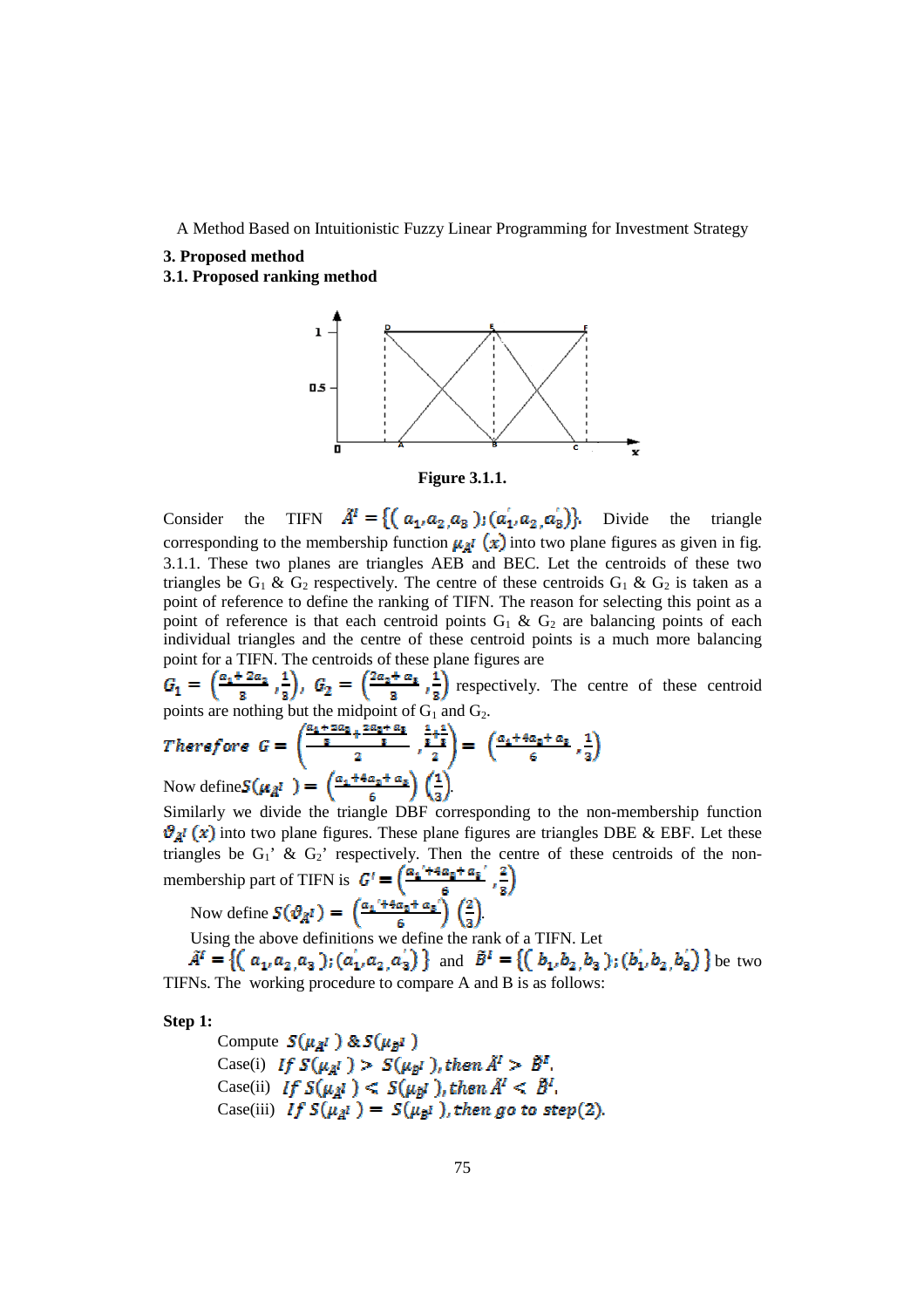### 3. Proposed method

### 3.1. Proposed ranking method

**Figure 3.1.1.**

Consider the TIFN $\tilde{A}^I = \{(a_1, a_2, a_3); (a_1', a_2, a_3')\}$. Divide the triangle corresponding to the membership function $\mu_{\tilde{A}^I}(x)$ into two plane figures as given in fig. 3.1.1. These two planes are triangles AEB and BEC. Let the centroids of these two triangles be $G_1$ & $G_2$ respectively. The centre of these centroids $G_1$ & $G_2$ is taken as a point of reference to define the ranking of TIFN. The reason for selecting this point as a point of reference is that each centroid points $G_1$ & $G_2$ are balancing points of each individual triangles and the centre of these centroid points is a much more balancing point for a TIFN. The centroids of these plane figures are

$G_1 = \left(\frac{a_1 + 2a_2}{3}, \frac{1}{3}\right)$, $G_2 = \left(\frac{2a_2 + a_3}{3}, \frac{1}{3}\right)$ respectively. The centre of these centroid points are nothing but the midpoint of $G_1$ and $G_2$.

$$\textit{Therefore } G = \left(\frac{\frac{a_1+2a_2}{3} + \frac{2a_2+a_3}{3}}{2}, \frac{\frac{1}{3}+\frac{1}{3}}{2}\right) = \left(\frac{a_1 + 4a_2 + a_3}{6}, \frac{1}{3}\right)$$

Now define $S(\mu_{\tilde{A}^I}) = \left(\frac{a_1 + 4a_2 + a_3}{6}\right)\left(\frac{1}{3}\right)$.

Similarly we divide the triangle DBF corresponding to the non-membership function $\vartheta_{\tilde{A}^I}(x)$ into two plane figures. These plane figures are triangles DBE & EBF. Let these triangles be $G_1'$ & $G_2'$ respectively. Then the centre of these centroids of the non-membership part of TIFN is $G' = \left(\frac{a_1' + 4a_2 + a_3'}{6}, \frac{2}{3}\right)$

Now define $S(\vartheta_{\tilde{A}^I}) = \left(\frac{a_1' + 4a_2 + a_3'}{6}\right)\left(\frac{2}{3}\right)$.

Using the above definitions we define the rank of a TIFN. Let $\tilde{A}^I = \{(a_1, a_2, a_3); (a_1', a_2, a_3')\}$ and $\tilde{B}^I = \{(b_1, b_2, b_3); (b_1', b_2, b_3')\}$ be two TIFNs. The working procedure to compare A and B is as follows:

**Step 1:**

Compute $S(\mu_{\tilde{A}^I})$ & $S(\mu_{\tilde{B}^I})$

Case(i) $\textit{If } S(\mu_{\tilde{A}^I}) > S(\mu_{\tilde{B}^I}), \textit{then } \tilde{A}^I > \tilde{B}^I$.

Case(ii) $\textit{If } S(\mu_{\tilde{A}^I}) < S(\mu_{\tilde{B}^I}), \textit{then } \tilde{A}^I < \tilde{B}^I$.

Case(iii) $\textit{If } S(\mu_{\tilde{A}^I}) = S(\mu_{\tilde{B}^I}), \textit{then go to step}(2)$.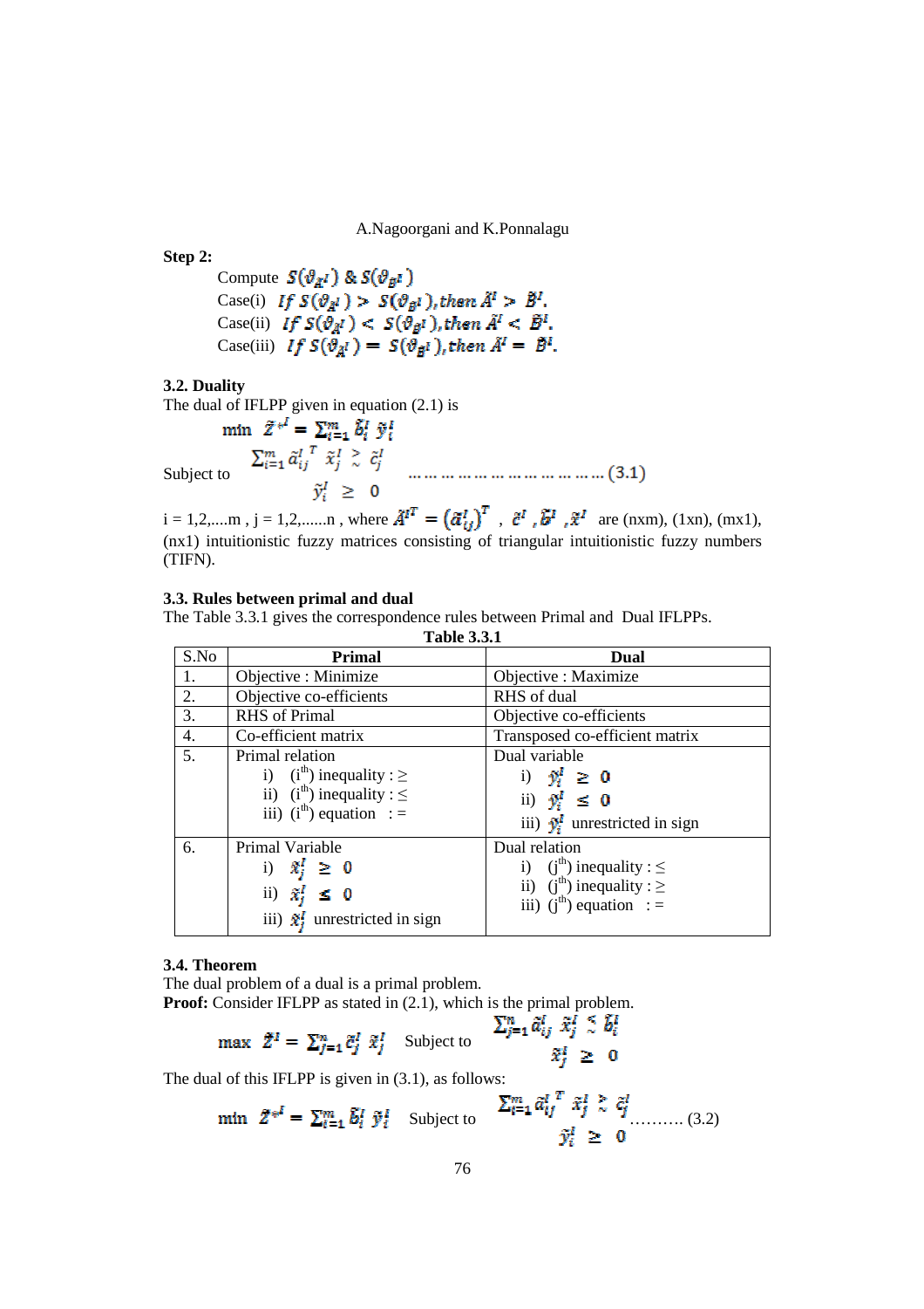**Step 2:**

Compute $S(\vartheta_{\tilde{A}^I})$ & $S(\vartheta_{\tilde{B}^I})$

Case(i) *If* $S(\vartheta_{\tilde{A}^I}) \succ S(\vartheta_{\tilde{B}^I})$, *then* $\tilde{A}^I \succ \tilde{B}^I$.

Case(ii) *If* $S(\vartheta_{\tilde{A}^I}) \prec S(\vartheta_{\tilde{B}^I})$, *then* $\tilde{A}^I \prec \tilde{B}^I$.

Case(iii) *If* $S(\vartheta_{\tilde{A}^I}) = S(\vartheta_{\tilde{B}^I})$, *then* $\tilde{A}^I = \tilde{B}^I$.

### 3.2. Duality

The dual of IFLPP given in equation (2.1) is

$$\min \ \tilde{Z}^{*I} = \sum_{i=1}^{m} \tilde{b}_i^I \ \tilde{y}_i^I$$

$$\text{Subject to} \quad \begin{aligned} \sum_{i=1}^{m} \tilde{a}_{ij}^{I\,T} \ \tilde{x}_j^I \ &\tilde{\geq} \ \tilde{c}_j^I \\ \tilde{y}_i^I \ &\geq \ 0 \end{aligned} \qquad \ldots\ldots\ldots\ldots\ldots\ldots\ldots\ldots\ldots\ldots\ldots (3.1)$$

i = 1,2,....m , j = 1,2,......n , where $\tilde{A}^{IT} = \left(\tilde{a}_{ij}^I\right)^T$ , $\tilde{c}^I$ , $\tilde{b}^I$ , $\tilde{x}^I$ are (nxm), (1xn), (mx1), (nx1) intuitionistic fuzzy matrices consisting of triangular intuitionistic fuzzy numbers (TIFN).

### 3.3. Rules between primal and dual

The Table 3.3.1 gives the correspondence rules between Primal and Dual IFLPPs.

**Table 3.3.1**

| S.No | Primal | Dual |
|---|---|---|
| 1. | Objective : Minimize | Objective : Maximize |
| 2. | Objective co-efficients | RHS of dual |
| 3. | RHS of Primal | Objective co-efficients |
| 4. | Co-efficient matrix | Transposed co-efficient matrix |
| 5. | Primal relation<br>i) (i[th]) inequality : ≥<br>ii) (i[th]) inequality : ≤<br>iii) (i[th]) equation : = | Dual variable<br>i) $\tilde{y}_i^I \geq 0$<br>ii) $\tilde{y}_i^I \leq 0$<br>iii) $\tilde{y}_i^I$ unrestricted in sign |
| 6. | Primal Variable<br>i) $\tilde{x}_j^I \geq 0$<br>ii) $\tilde{x}_j^I \leq 0$<br>iii) $\tilde{x}_j^I$ unrestricted in sign | Dual relation<br>i) (j[th]) inequality : ≤<br>ii) (j[th]) inequality : ≥<br>iii) (j[th]) equation : = |

### 3.4. Theorem

The dual problem of a dual is a primal problem.

**Proof:** Consider IFLPP as stated in (2.1), which is the primal problem.

$$\max \ \tilde{Z}^I = \sum_{j=1}^{n} \tilde{c}_j^I \ \tilde{x}_j^I \quad \text{Subject to} \quad \begin{aligned} \sum_{j=1}^{n} \tilde{a}_{ij}^I \ \tilde{x}_j^I \ &\tilde{\leq} \ \tilde{b}_i^I \\ \tilde{x}_j^I \ &\geq \ 0 \end{aligned}$$

The dual of this IFLPP is given in (3.1), as follows:

$$\min \ \tilde{Z}^{*I} = \sum_{i=1}^{m} \tilde{b}_i^I \ \tilde{y}_i^I \quad \text{Subject to} \quad \begin{aligned} \sum_{i=1}^{m} \tilde{a}_{ij}^{I\,T} \ \tilde{x}_j^I \ &\tilde{\geq} \ \tilde{c}_j^I \\ \tilde{y}_i^I \ &\geq \ 0 \end{aligned} \qquad \ldots\ldots\ldots (3.2)$$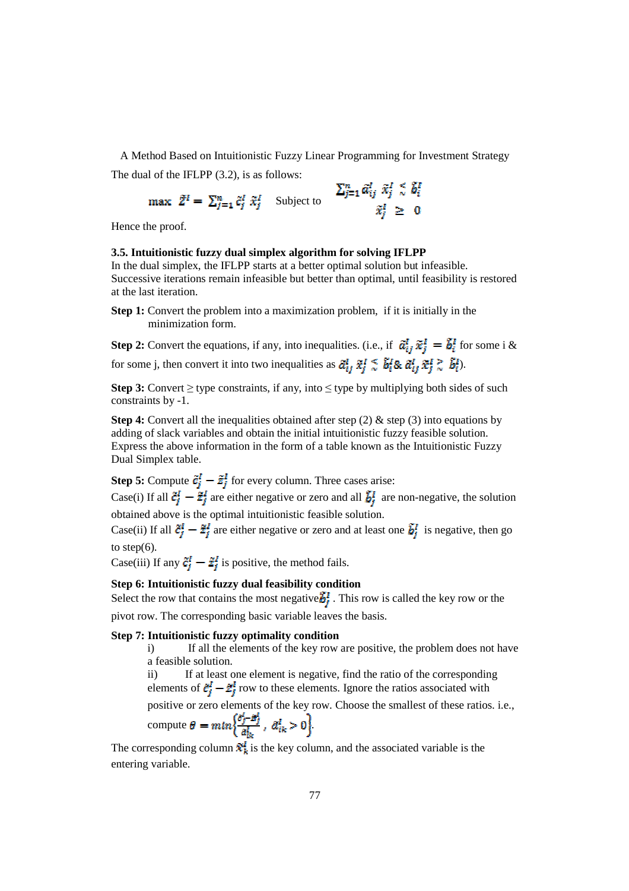The dual of the IFLPP (3.2), is as follows:

$$\max \ \tilde{Z}^I = \sum_{j=1}^{n} \tilde{c}_j^I \ \tilde{x}_j^I \quad \text{Subject to} \quad \begin{array}{l} \sum_{j=1}^{n} \tilde{a}_{ij}^I \ \tilde{x}_j^I \lesssim \tilde{b}_i^I \\ \tilde{x}_j^I \ \geq \ 0 \end{array}$$

Hence the proof.

### 3.5. Intuitionistic fuzzy dual simplex algorithm for solving IFLPP

In the dual simplex, the IFLPP starts at a better optimal solution but infeasible. Successive iterations remain infeasible but better than optimal, until feasibility is restored at the last iteration.

**Step 1:** Convert the problem into a maximization problem, if it is initially in the minimization form.

**Step 2:** Convert the equations, if any, into inequalities. (i.e., if $\tilde{a}_{ij}^I \tilde{x}_j^I = \tilde{b}_i^I$ for some i & for some j, then convert it into two inequalities as $\tilde{a}_{ij}^I \tilde{x}_j^I \lesssim \tilde{b}_i^I$ & $\tilde{a}_{ij}^I \tilde{x}_j^I \gtrsim \tilde{b}_i^I$).

**Step 3:** Convert $\geq$ type constraints, if any, into $\leq$ type by multiplying both sides of such constraints by -1.

**Step 4:** Convert all the inequalities obtained after step (2) & step (3) into equations by adding of slack variables and obtain the initial intuitionistic fuzzy feasible solution. Express the above information in the form of a table known as the Intuitionistic Fuzzy Dual Simplex table.

**Step 5:** Compute $\tilde{c}_j^I - \tilde{z}_j^I$ for every column. Three cases arise:

Case(i) If all $\tilde{c}_j^I - \tilde{z}_j^I$ are either negative or zero and all $\tilde{b}_j^I$ are non-negative, the solution obtained above is the optimal intuitionistic feasible solution.

Case(ii) If all $\tilde{c}_j^I - \tilde{z}_j^I$ are either negative or zero and at least one $\tilde{b}_j^I$ is negative, then go to step(6).

Case(iii) If any $\tilde{c}_j^I - \tilde{z}_j^I$ is positive, the method fails.

**Step 6: Intuitionistic fuzzy dual feasibility condition**

Select the row that contains the most negative $\tilde{b}_j^I$. This row is called the key row or the pivot row. The corresponding basic variable leaves the basis.

**Step 7: Intuitionistic fuzzy optimality condition**

i) If all the elements of the key row are positive, the problem does not have a feasible solution.

ii) If at least one element is negative, find the ratio of the corresponding elements of $\tilde{c}_j^I - \tilde{z}_j^I$ row to these elements. Ignore the ratios associated with positive or zero elements of the key row. Choose the smallest of these ratios. i.e., compute $\theta = min\left\{\frac{\tilde{c}_j^I - \tilde{z}_j^I}{\tilde{a}_{ik}^I}, \ \tilde{a}_{ik}^I > 0\right\}$.

The corresponding column $\tilde{x}_k^I$ is the key column, and the associated variable is the entering variable.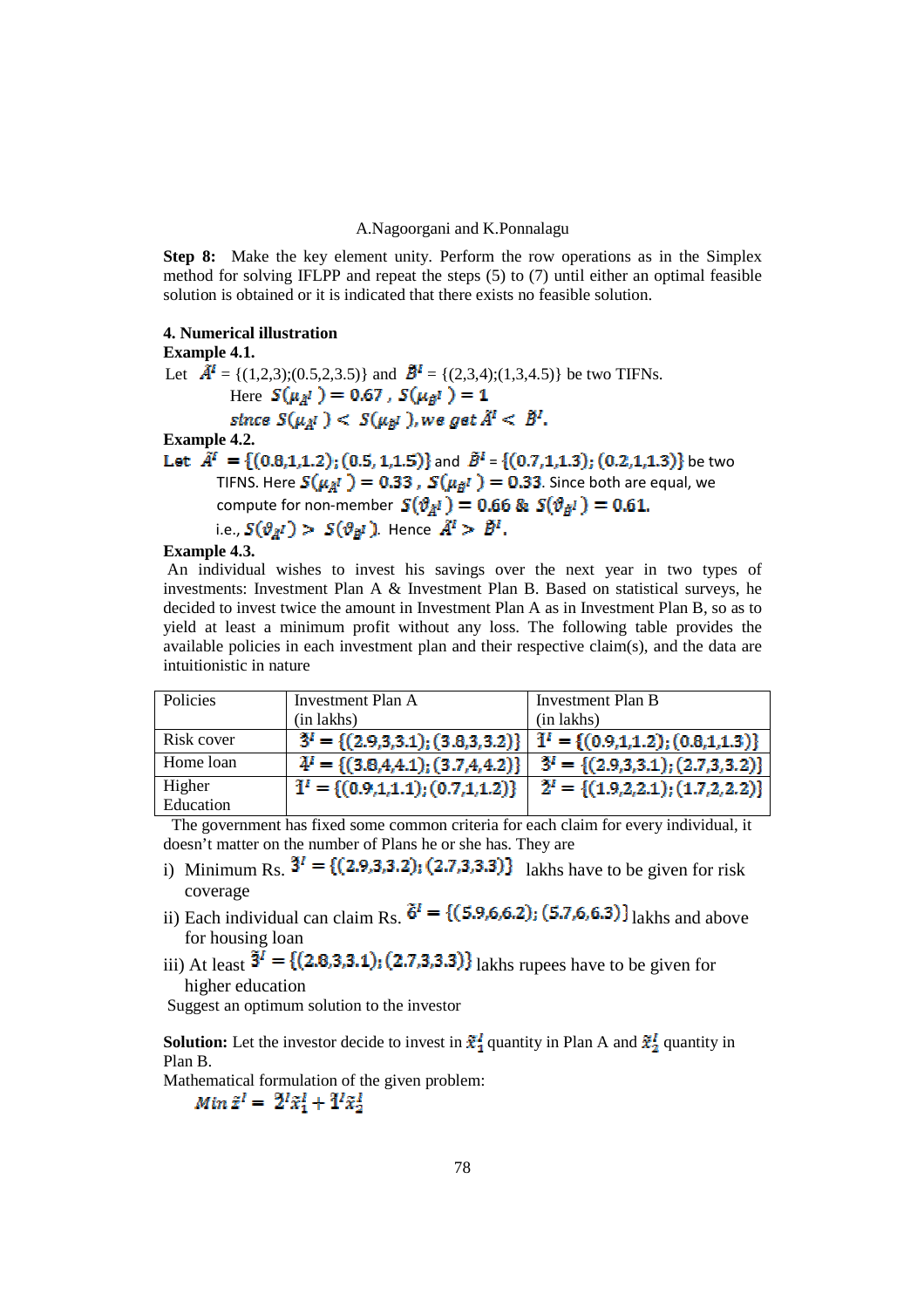**Step 8:** Make the key element unity. Perform the row operations as in the Simplex method for solving IFLPP and repeat the steps (5) to (7) until either an optimal feasible solution is obtained or it is indicated that there exists no feasible solution.

## 4. Numerical illustration

**Example 4.1.**

Let $\tilde{A}^I$ = {(1,2,3);(0.5,2,3.5)} and $\tilde{B}^I$ = {(2,3,4);(1,3,4.5)} be two TIFNs.

Here $S(\mu_{\tilde{A}^I}) = 0.67$ , $S(\mu_{\tilde{B}^I}) = 1$

*since* $S(\mu_{\tilde{A}^I}) < S(\mu_{\tilde{B}^I})$, *we get* $\tilde{A}^I < \tilde{B}^I$.

**Example 4.2.**

**Let** $\tilde{A}^I = \{(0.8,1,1.2);(0.5,1,1.5)\}$ and $\tilde{B}^I = \{(0.7,1,1.3);(0.2,1,1.3)\}$ be two TIFNS. Here $S(\mu_{\tilde{A}^I}) = 0.33$ , $S(\mu_{\tilde{B}^I}) = 0.33$. Since both are equal, we compute for non-member $S(\vartheta_{\tilde{A}^I}) = 0.66$ & $S(\vartheta_{\tilde{B}^I}) = 0.61$.

i.e., $S(\vartheta_{\tilde{A}^I}) > S(\vartheta_{\tilde{B}^I})$. Hence $\tilde{A}^I > \tilde{B}^I$.

**Example 4.3.**

An individual wishes to invest his savings over the next year in two types of investments: Investment Plan A & Investment Plan B. Based on statistical surveys, he decided to invest twice the amount in Investment Plan A as in Investment Plan B, so as to yield at least a minimum profit without any loss. The following table provides the available policies in each investment plan and their respective claim(s), and the data are intuitionistic in nature

| Policies | Investment Plan A (in lakhs) | Investment Plan B (in lakhs) |
|---|---|---|
| Risk cover | $\tilde{3}^I = \{(2.9,3,3.1);(3.8,3,3.2)\}$ | $\tilde{1}^I = \{(0.9,1,1.2);(0.8,1,1.3)\}$ |
| Home loan | $\tilde{4}^I = \{(3.8,4,4.1);(3.7,4,4.2)\}$ | $\tilde{3}^I = \{(2.9,3,3.1);(2.7,3,3.2)\}$ |
| Higher Education | $\tilde{1}^I = \{(0.9,1,1.1);(0.7,1,1.2)\}$ | $\tilde{2}^I = \{(1.9,2,2.1);(1.7,2,2.2)\}$ |

The government has fixed some common criteria for each claim for every individual, it doesn't matter on the number of Plans he or she has. They are

i) Minimum Rs. $\tilde{3}^I = \{(2.9,3,3.2);(2.7,3,3.3)\}$ lakhs have to be given for risk coverage

ii) Each individual can claim Rs. $\tilde{6}^I = \{(5.9,6,6.2);(5.7,6,6.3)\}$ lakhs and above for housing loan

iii) At least $\tilde{3}^I = \{(2.8,3,3.1);(2.7,3,3.3)\}$ lakhs rupees have to be given for higher education

Suggest an optimum solution to the investor

**Solution:** Let the investor decide to invest in $\tilde{x}_1^I$ quantity in Plan A and $\tilde{x}_2^I$ quantity in Plan B.

Mathematical formulation of the given problem:

$$Min\ \tilde{z}^I = \tilde{2}^I\tilde{x}_1^I + \tilde{1}^I\tilde{x}_2^I$$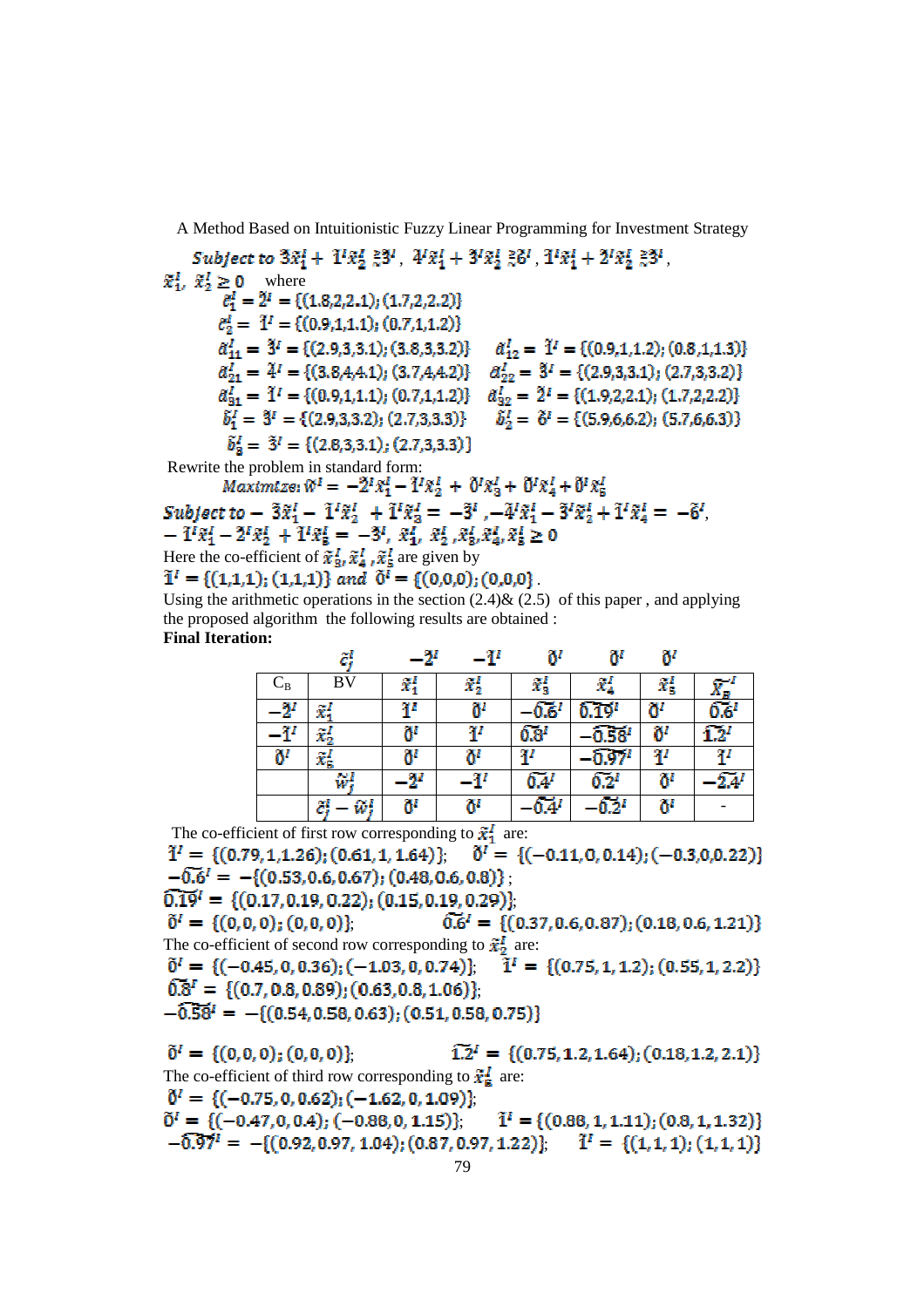*Subject to* $\tilde{3}^I\tilde{x}_1^I + \tilde{1}^I\tilde{x}_2^I \gtrsim \tilde{3}^I$ , $\tilde{4}^I\tilde{x}_1^I + \tilde{3}^I\tilde{x}_2^I \gtrsim \tilde{6}^I$ , $\tilde{1}^I\tilde{x}_1^I + \tilde{2}^I\tilde{x}_2^I \gtrsim \tilde{3}^I$ ,

$\tilde{x}_1^I,\ \tilde{x}_2^I \geq 0$ where

$\tilde{c}_1^I = \tilde{2}^I = \{(1.8,2,2.1); (1.7,2,2.2)\}$

$\tilde{c}_2^I = \tilde{1}^I = \{(0.9,1,1.1); (0.7,1,1.2)\}$

$\tilde{a}_{11}^I = \tilde{3}^I = \{(2.9,3,3.1); (3.8,3,3.2)\}$ $\tilde{a}_{12}^I = \tilde{1}^I = \{(0.9,1,1.2); (0.8,1,1.3)\}$

$\tilde{a}_{21}^I = \tilde{4}^I = \{(3.8,4,4.1); (3.7,4,4.2)\}$ $\tilde{a}_{22}^I = \tilde{3}^I = \{(2.9,3,3.1); (2.7,3,3.2)\}$

$\tilde{a}_{31}^I = \tilde{1}^I = \{(0.9,1,1.1); (0.7,1,1.2)\}$ $\tilde{a}_{32}^I = \tilde{2}^I = \{(1.9,2,2.1); (1.7,2,2.2)\}$

$\tilde{b}_1^I = \tilde{3}^I = \{(2.9,3,3.2); (2.7,3,3.3)\}$ $\tilde{b}_2^I = \tilde{6}^I = \{(5.9,6,6.2); (5.7,6,6.3)\}$

$\tilde{b}_3^I = \tilde{3}^I = \{(2.8,3,3.1); (2.7,3,3.3)\}$

Rewrite the problem in standard form:

$$Maximize: \tilde{W}^I = -\tilde{2}^I\tilde{x}_1^I - \tilde{1}^I\tilde{x}_2^I + \tilde{0}^I\tilde{x}_3^I + \tilde{0}^I\tilde{x}_4^I + \tilde{0}^I\tilde{x}_5^I$$

*Subject to* $-\tilde{3}\tilde{x}_1^I - \tilde{1}^I\tilde{x}_2^I + \tilde{1}^I\tilde{x}_3^I = -\tilde{3}^I$ , $-\tilde{4}^I\tilde{x}_1^I - \tilde{3}^I\tilde{x}_2^I + \tilde{1}^I\tilde{x}_4^I = -\tilde{6}^I$,
$-\tilde{1}^I\tilde{x}_1^I - \tilde{2}^I\tilde{x}_2^I + \tilde{1}^I\tilde{x}_5^I = -\tilde{3}^I$, $\tilde{x}_1^I,\ \tilde{x}_2^I, \tilde{x}_3^I, \tilde{x}_4^I, \tilde{x}_5^I \geq 0$

Here the co-efficient of $\tilde{x}_3^I, \tilde{x}_4^I, \tilde{x}_5^I$ are given by

$\tilde{1}^I = \{(1,1,1); (1,1,1)\}$ *and* $\tilde{0}^I = \{(0,0,0); (0,0,0)\}$.

Using the arithmetic operations in the section (2.4)& (2.5) of this paper , and applying the proposed algorithm the following results are obtained :

**Final Iteration:**

| | $\tilde{c}_j^I$ | $-\tilde{2}^I$ | $-\tilde{1}^I$ | $\tilde{0}^I$ | $\tilde{0}^I$ | $\tilde{0}^I$ | |
|---|---|---|---|---|---|---|---|
| $C_B$ | BV | $\tilde{x}_1^I$ | $\tilde{x}_2^I$ | $\tilde{x}_3^I$ | $\tilde{x}_4^I$ | $\tilde{x}_5^I$ | $\tilde{X}_B^I$ |
| $-\tilde{2}^I$ | $\tilde{x}_1^I$ | $\tilde{1}^I$ | $\tilde{0}^I$ | $-\widetilde{0.6}^I$ | $\widetilde{0.19}^I$ | $\tilde{0}^I$ | $\widetilde{0.6}^I$ |
| $-\tilde{1}^I$ | $\tilde{x}_2^I$ | $\tilde{0}^I$ | $\tilde{1}^I$ | $\widetilde{0.8}^I$ | $-\widetilde{0.58}^I$ | $\tilde{0}^I$ | $\widetilde{1.2}^I$ |
| $\tilde{0}^I$ | $\tilde{x}_5^I$ | $\tilde{0}^I$ | $\tilde{0}^I$ | $\tilde{1}^I$ | $-\widetilde{0.97}^I$ | $\tilde{1}^I$ | $\tilde{1}^I$ |
| | $\tilde{w}_j^I$ | $-\tilde{2}^I$ | $-\tilde{1}^I$ | $\widetilde{0.4}^I$ | $\widetilde{0.2}^I$ | $\tilde{0}^I$ | $-\widetilde{2.4}^I$ |
| | $\tilde{c}_j^I - \tilde{w}_j^I$ | $\tilde{0}^I$ | $\tilde{0}^I$ | $-\widetilde{0.4}^I$ | $-\widetilde{0.2}^I$ | $\tilde{0}^I$ | - |

The co-efficient of first row corresponding to $\tilde{x}_1^I$ are:

$\tilde{1}^I = \{(0.79,1,1.26); (0.61,1,1.64)\}$; $\tilde{0}^I = \{(-0.11,0,0.14); (-0.3,0,0.22)\}$

$-\widetilde{0.6}^I = -\{(0.53,0.6,0.67); (0.48,0.6,0.8)\}$ ;

$\widetilde{0.19}^I = \{(0.17,0.19,0.22); (0.15,0.19,0.29)\}$;

$\tilde{0}^I = \{(0,0,0); (0,0,0)\}$; $\widetilde{0.6}^I = \{(0.37,0.6,0.87); (0.18,0.6,1.21)\}$

The co-efficient of second row corresponding to $\tilde{x}_2^I$ are:

$\tilde{0}^I = \{(-0.45,0,0.36); (-1.03,0,0.74)\}$; $\tilde{1}^I = \{(0.75,1,1.2); (0.55,1,2.2)\}$

$\widetilde{0.8}^I = \{(0.7,0.8,0.89); (0.63,0.8,1.06)\}$;

$-\widetilde{0.58}^I = -\{(0.54,0.58,0.63); (0.51,0.58,0.75)\}$

$\tilde{0}^I = \{(0,0,0); (0,0,0)\}$; $\widetilde{1.2}^I = \{(0.75,1.2,1.64); (0.18,1.2,2.1)\}$

The co-efficient of third row corresponding to $\tilde{x}_5^I$ are:

$\tilde{0}^I = \{(-0.75,0,0.62); (-1.62,0,1.09)\}$;

$\tilde{0}^I = \{(-0.47,0,0.4); (-0.88,0,1.15)\}$; $\tilde{1}^I = \{(0.88,1,1.11); (0.8,1,1.32)\}$

$-\widetilde{0.97}^I = -\{(0.92,0.97,1.04); (0.87,0.97,1.22)\}$; $\tilde{1}^I = \{(1,1,1); (1,1,1)\}$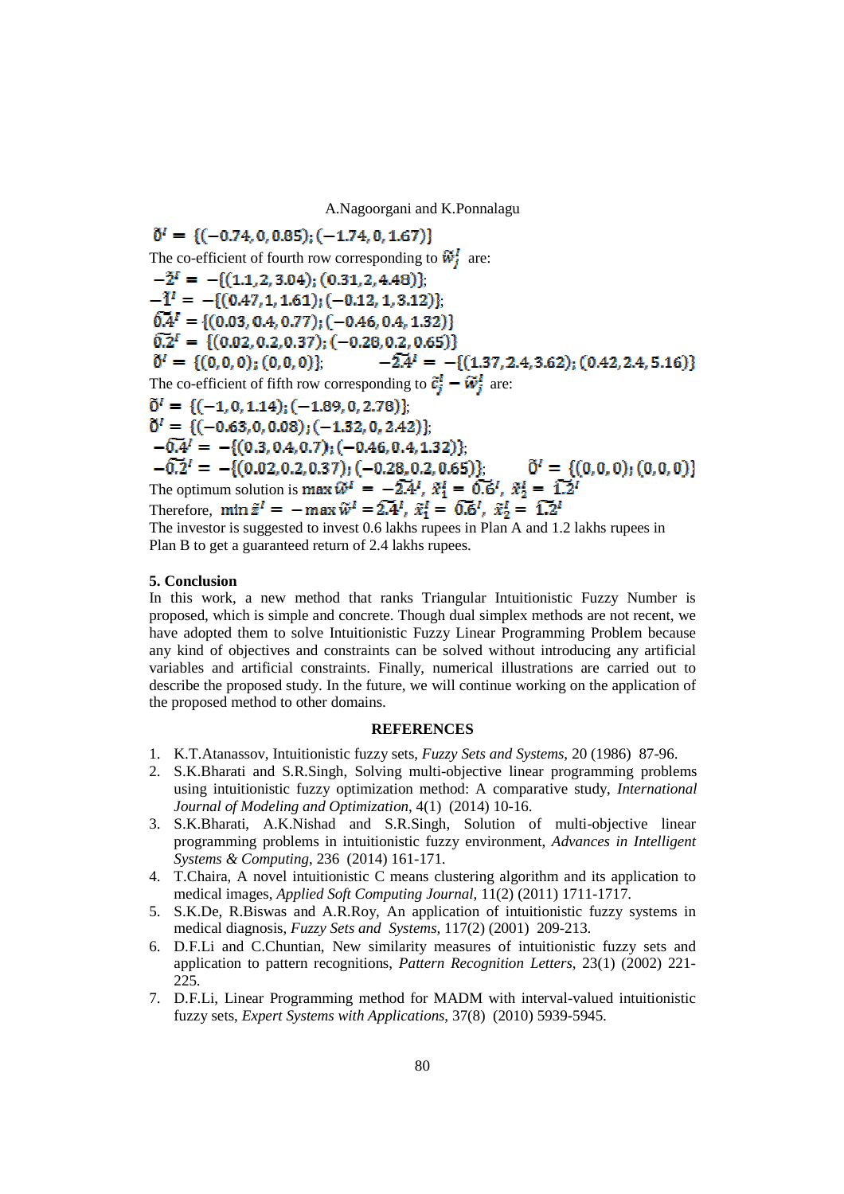$\tilde{0}^I = \{(-0.74, 0, 0.85); (-1.74, 0, 1.67)\}$

The co-efficient of fourth row corresponding to $\tilde{w}_j^I$ are:

$-\tilde{2}^I = -\{(1.1, 2, 3.04); (0.31, 2, 4.48)\}$;

$-\tilde{1}^I = -\{(0.47, 1, 1.61); (-0.12, 1, 3.12)\}$;

$\widetilde{0.4}^I = \{(0.03, 0.4, 0.77); (-0.46, 0.4, 1.32)\}$

$\widetilde{0.2}^I = \{(0.02, 0.2, 0.37); (-0.28, 0.2, 0.65)\}$

$\tilde{0}^I = \{(0,0,0); (0,0,0)\}$; $\quad -\widetilde{2.4}^I = -\{(1.37, 2.4, 3.62); (0.42, 2.4, 5.16)\}$

The co-efficient of fifth row corresponding to $\tilde{c}_j^I - \tilde{w}_j^I$ are:

$\tilde{0}^I = \{(-1, 0, 1.14); (-1.89, 0, 2.78)\}$;

$\tilde{0}^I = \{(-0.63, 0, 0.08); (-1.32, 0, 2.42)\}$;

$-\widetilde{0.4}^I = -\{(0.3, 0.4, 0.7); (-0.46, 0.4, 1.32)\}$;

$-\widetilde{0.2}^I = -\{(0.02, 0.2, 0.37); (-0.28, 0.2, 0.65)\}$; $\quad \tilde{0}^I = \{(0,0,0); (0,0,0)\}$

The optimum solution is $\max \tilde{w}^I = -\widetilde{2.4}^I$, $\tilde{x}_1^I = \widetilde{0.6}^I$, $\tilde{x}_2^I = \widetilde{1.2}^I$

Therefore, $\min \tilde{z}^I = -\max \tilde{w}^I = \widetilde{2.4}^I$, $\tilde{x}_1^I = \widetilde{0.6}^I$, $\tilde{x}_2^I = \widetilde{1.2}^I$

The investor is suggested to invest 0.6 lakhs rupees in Plan A and 1.2 lakhs rupees in Plan B to get a guaranteed return of 2.4 lakhs rupees.

**5. Conclusion**

In this work, a new method that ranks Triangular Intuitionistic Fuzzy Number is proposed, which is simple and concrete. Though dual simplex methods are not recent, we have adopted them to solve Intuitionistic Fuzzy Linear Programming Problem because any kind of objectives and constraints can be solved without introducing any artificial variables and artificial constraints. Finally, numerical illustrations are carried out to describe the proposed study. In the future, we will continue working on the application of the proposed method to other domains.

**REFERENCES**

1. K.T.Atanassov, Intuitionistic fuzzy sets, *Fuzzy Sets and Systems*, 20 (1986) 87-96.
2. S.K.Bharati and S.R.Singh, Solving multi-objective linear programming problems using intuitionistic fuzzy optimization method: A comparative study, *International Journal of Modeling and Optimization*, 4(1) (2014) 10-16.
3. S.K.Bharati, A.K.Nishad and S.R.Singh, Solution of multi-objective linear programming problems in intuitionistic fuzzy environment, *Advances in Intelligent Systems & Computing*, 236 (2014) 161-171.
4. T.Chaira, A novel intuitionistic C means clustering algorithm and its application to medical images, *Applied Soft Computing Journal*, 11(2) (2011) 1711-1717.
5. S.K.De, R.Biswas and A.R.Roy, An application of intuitionistic fuzzy systems in medical diagnosis, *Fuzzy Sets and Systems*, 117(2) (2001) 209-213.
6. D.F.Li and C.Chuntian, New similarity measures of intuitionistic fuzzy sets and application to pattern recognitions, *Pattern Recognition Letters*, 23(1) (2002) 221-225.
7. D.F.Li, Linear Programming method for MADM with interval-valued intuitionistic fuzzy sets, *Expert Systems with Applications*, 37(8) (2010) 5939-5945.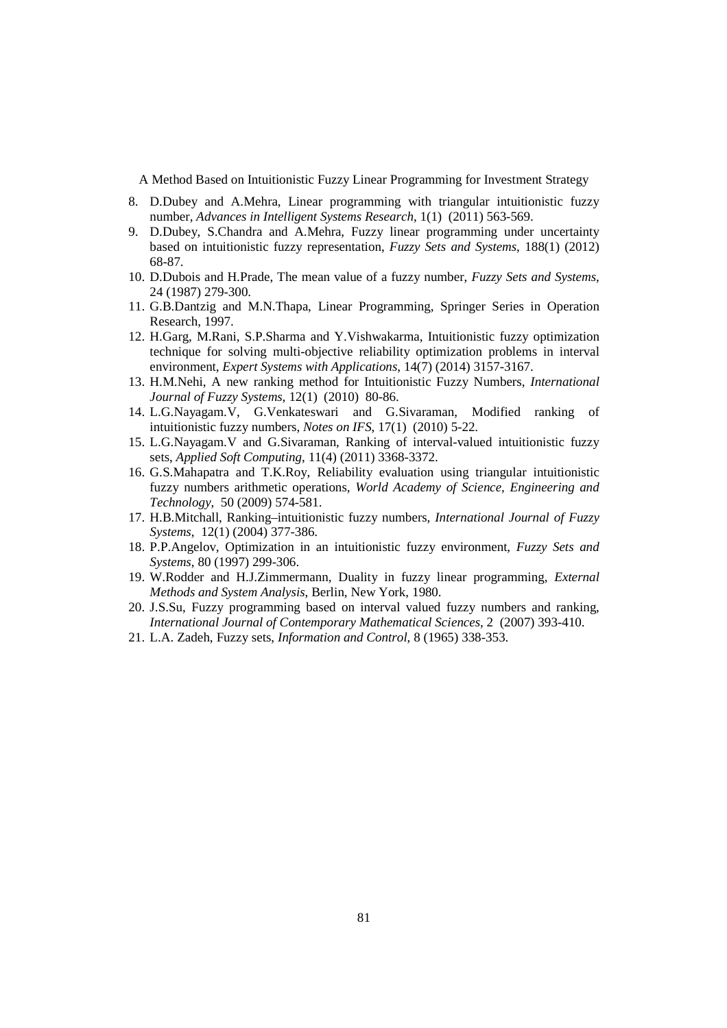8. D.Dubey and A.Mehra, Linear programming with triangular intuitionistic fuzzy number, *Advances in Intelligent Systems Research*, 1(1) (2011) 563-569.
9. D.Dubey, S.Chandra and A.Mehra, Fuzzy linear programming under uncertainty based on intuitionistic fuzzy representation, *Fuzzy Sets and Systems*, 188(1) (2012) 68-87.
10. D.Dubois and H.Prade, The mean value of a fuzzy number, *Fuzzy Sets and Systems*, 24 (1987) 279-300.
11. G.B.Dantzig and M.N.Thapa, Linear Programming, Springer Series in Operation Research, 1997.
12. H.Garg, M.Rani, S.P.Sharma and Y.Vishwakarma, Intuitionistic fuzzy optimization technique for solving multi-objective reliability optimization problems in interval environment, *Expert Systems with Applications*, 14(7) (2014) 3157-3167.
13. H.M.Nehi, A new ranking method for Intuitionistic Fuzzy Numbers, *International Journal of Fuzzy Systems*, 12(1) (2010) 80-86.
14. L.G.Nayagam.V, G.Venkateswari and G.Sivaraman, Modified ranking of intuitionistic fuzzy numbers, *Notes on IFS*, 17(1) (2010) 5-22.
15. L.G.Nayagam.V and G.Sivaraman, Ranking of interval-valued intuitionistic fuzzy sets, *Applied Soft Computing*, 11(4) (2011) 3368-3372.
16. G.S.Mahapatra and T.K.Roy, Reliability evaluation using triangular intuitionistic fuzzy numbers arithmetic operations, *World Academy of Science, Engineering and Technology*, 50 (2009) 574-581.
17. H.B.Mitchall, Ranking–intuitionistic fuzzy numbers, *International Journal of Fuzzy Systems*, 12(1) (2004) 377-386.
18. P.P.Angelov, Optimization in an intuitionistic fuzzy environment, *Fuzzy Sets and Systems*, 80 (1997) 299-306.
19. W.Rodder and H.J.Zimmermann, Duality in fuzzy linear programming, *External Methods and System Analysis*, Berlin, New York, 1980.
20. J.S.Su, Fuzzy programming based on interval valued fuzzy numbers and ranking, *International Journal of Contemporary Mathematical Sciences*, 2 (2007) 393-410.
21. L.A. Zadeh, Fuzzy sets, *Information and Control*, 8 (1965) 338-353.